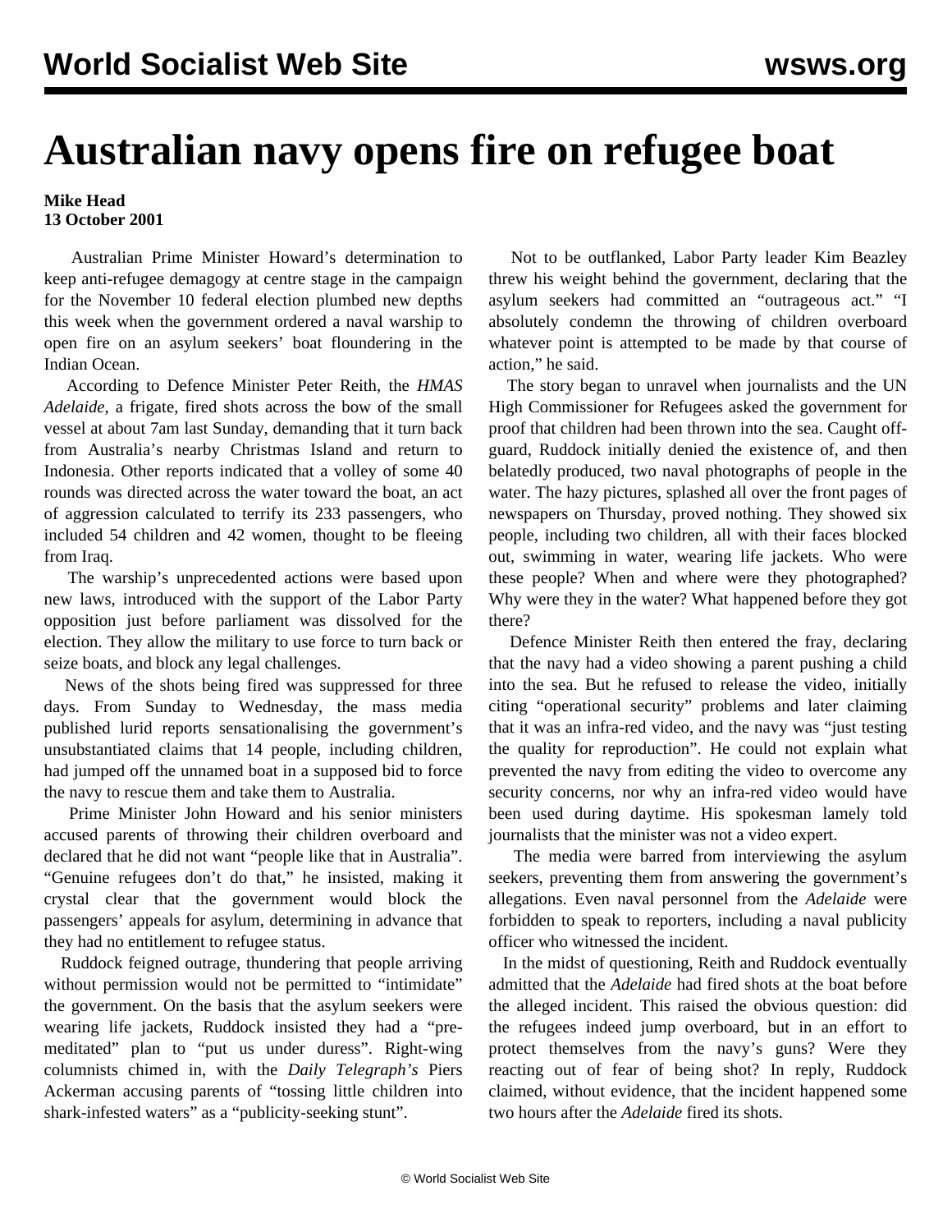# Australian navy opens fire on refugee boat

**Mike Head**
**13 October 2001**

Australian Prime Minister Howard's determination to keep anti-refugee demagogy at centre stage in the campaign for the November 10 federal election plumbed new depths this week when the government ordered a naval warship to open fire on an asylum seekers' boat floundering in the Indian Ocean.

According to Defence Minister Peter Reith, the *HMAS Adelaide*, a frigate, fired shots across the bow of the small vessel at about 7am last Sunday, demanding that it turn back from Australia's nearby Christmas Island and return to Indonesia. Other reports indicated that a volley of some 40 rounds was directed across the water toward the boat, an act of aggression calculated to terrify its 233 passengers, who included 54 children and 42 women, thought to be fleeing from Iraq.

The warship's unprecedented actions were based upon new laws, introduced with the support of the Labor Party opposition just before parliament was dissolved for the election. They allow the military to use force to turn back or seize boats, and block any legal challenges.

News of the shots being fired was suppressed for three days. From Sunday to Wednesday, the mass media published lurid reports sensationalising the government's unsubstantiated claims that 14 people, including children, had jumped off the unnamed boat in a supposed bid to force the navy to rescue them and take them to Australia.

Prime Minister John Howard and his senior ministers accused parents of throwing their children overboard and declared that he did not want "people like that in Australia". "Genuine refugees don't do that," he insisted, making it crystal clear that the government would block the passengers' appeals for asylum, determining in advance that they had no entitlement to refugee status.

Ruddock feigned outrage, thundering that people arriving without permission would not be permitted to "intimidate" the government. On the basis that the asylum seekers were wearing life jackets, Ruddock insisted they had a "pre-meditated" plan to "put us under duress". Right-wing columnists chimed in, with the *Daily Telegraph's* Piers Ackerman accusing parents of "tossing little children into shark-infested waters" as a "publicity-seeking stunt".

Not to be outflanked, Labor Party leader Kim Beazley threw his weight behind the government, declaring that the asylum seekers had committed an "outrageous act." "I absolutely condemn the throwing of children overboard whatever point is attempted to be made by that course of action," he said.

The story began to unravel when journalists and the UN High Commissioner for Refugees asked the government for proof that children had been thrown into the sea. Caught off-guard, Ruddock initially denied the existence of, and then belatedly produced, two naval photographs of people in the water. The hazy pictures, splashed all over the front pages of newspapers on Thursday, proved nothing. They showed six people, including two children, all with their faces blocked out, swimming in water, wearing life jackets. Who were these people? When and where were they photographed? Why were they in the water? What happened before they got there?

Defence Minister Reith then entered the fray, declaring that the navy had a video showing a parent pushing a child into the sea. But he refused to release the video, initially citing "operational security" problems and later claiming that it was an infra-red video, and the navy was "just testing the quality for reproduction". He could not explain what prevented the navy from editing the video to overcome any security concerns, nor why an infra-red video would have been used during daytime. His spokesman lamely told journalists that the minister was not a video expert.

The media were barred from interviewing the asylum seekers, preventing them from answering the government's allegations. Even naval personnel from the *Adelaide* were forbidden to speak to reporters, including a naval publicity officer who witnessed the incident.

In the midst of questioning, Reith and Ruddock eventually admitted that the *Adelaide* had fired shots at the boat before the alleged incident. This raised the obvious question: did the refugees indeed jump overboard, but in an effort to protect themselves from the navy's guns? Were they reacting out of fear of being shot? In reply, Ruddock claimed, without evidence, that the incident happened some two hours after the *Adelaide* fired its shots.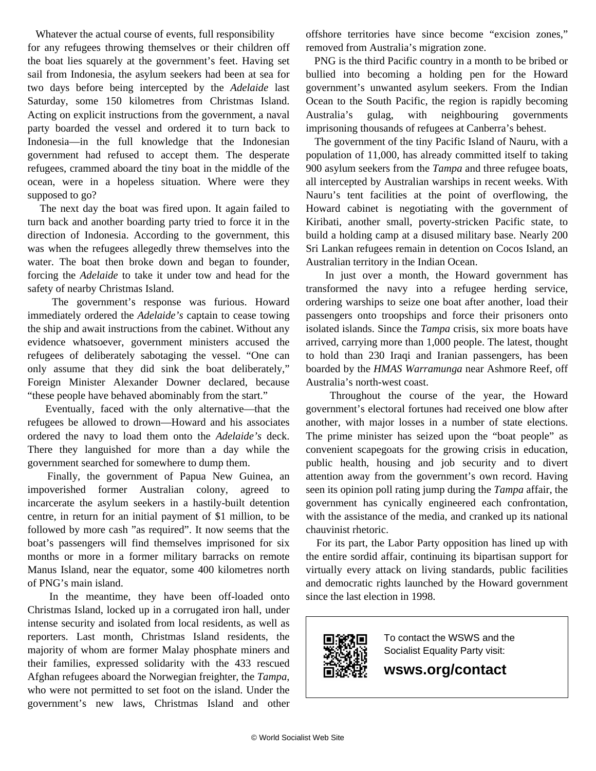Whatever the actual course of events, full responsibility for any refugees throwing themselves or their children off the boat lies squarely at the government's feet. Having set sail from Indonesia, the asylum seekers had been at sea for two days before being intercepted by the *Adelaide* last Saturday, some 150 kilometres from Christmas Island. Acting on explicit instructions from the government, a naval party boarded the vessel and ordered it to turn back to Indonesia—in the full knowledge that the Indonesian government had refused to accept them. The desperate refugees, crammed aboard the tiny boat in the middle of the ocean, were in a hopeless situation. Where were they supposed to go?

The next day the boat was fired upon. It again failed to turn back and another boarding party tried to force it in the direction of Indonesia. According to the government, this was when the refugees allegedly threw themselves into the water. The boat then broke down and began to founder, forcing the *Adelaide* to take it under tow and head for the safety of nearby Christmas Island.

The government's response was furious. Howard immediately ordered the *Adelaide's* captain to cease towing the ship and await instructions from the cabinet. Without any evidence whatsoever, government ministers accused the refugees of deliberately sabotaging the vessel. "One can only assume that they did sink the boat deliberately," Foreign Minister Alexander Downer declared, because "these people have behaved abominably from the start."

Eventually, faced with the only alternative—that the refugees be allowed to drown—Howard and his associates ordered the navy to load them onto the *Adelaide's* deck. There they languished for more than a day while the government searched for somewhere to dump them.

Finally, the government of Papua New Guinea, an impoverished former Australian colony, agreed to incarcerate the asylum seekers in a hastily-built detention centre, in return for an initial payment of $1 million, to be followed by more cash "as required". It now seems that the boat's passengers will find themselves imprisoned for six months or more in a former military barracks on remote Manus Island, near the equator, some 400 kilometres north of PNG's main island.

In the meantime, they have been off-loaded onto Christmas Island, locked up in a corrugated iron hall, under intense security and isolated from local residents, as well as reporters. Last month, Christmas Island residents, the majority of whom are former Malay phosphate miners and their families, expressed solidarity with the 433 rescued Afghan refugees aboard the Norwegian freighter, the *Tampa*, who were not permitted to set foot on the island. Under the government's new laws, Christmas Island and other offshore territories have since become "excision zones," removed from Australia's migration zone.

PNG is the third Pacific country in a month to be bribed or bullied into becoming a holding pen for the Howard government's unwanted asylum seekers. From the Indian Ocean to the South Pacific, the region is rapidly becoming Australia's gulag, with neighbouring governments imprisoning thousands of refugees at Canberra's behest.

The government of the tiny Pacific Island of Nauru, with a population of 11,000, has already committed itself to taking 900 asylum seekers from the *Tampa* and three refugee boats, all intercepted by Australian warships in recent weeks. With Nauru's tent facilities at the point of overflowing, the Howard cabinet is negotiating with the government of Kiribati, another small, poverty-stricken Pacific state, to build a holding camp at a disused military base. Nearly 200 Sri Lankan refugees remain in detention on Cocos Island, an Australian territory in the Indian Ocean.

In just over a month, the Howard government has transformed the navy into a refugee herding service, ordering warships to seize one boat after another, load their passengers onto troopships and force their prisoners onto isolated islands. Since the *Tampa* crisis, six more boats have arrived, carrying more than 1,000 people. The latest, thought to hold than 230 Iraqi and Iranian passengers, has been boarded by the *HMAS Warramunga* near Ashmore Reef, off Australia's north-west coast.

Throughout the course of the year, the Howard government's electoral fortunes had received one blow after another, with major losses in a number of state elections. The prime minister has seized upon the "boat people" as convenient scapegoats for the growing crisis in education, public health, housing and job security and to divert attention away from the government's own record. Having seen its opinion poll rating jump during the *Tampa* affair, the government has cynically engineered each confrontation, with the assistance of the media, and cranked up its national chauvinist rhetoric.

For its part, the Labor Party opposition has lined up with the entire sordid affair, continuing its bipartisan support for virtually every attack on living standards, public facilities and democratic rights launched by the Howard government since the last election in 1998.

To contact the WSWS and the Socialist Equality Party visit:

**wsws.org/contact**